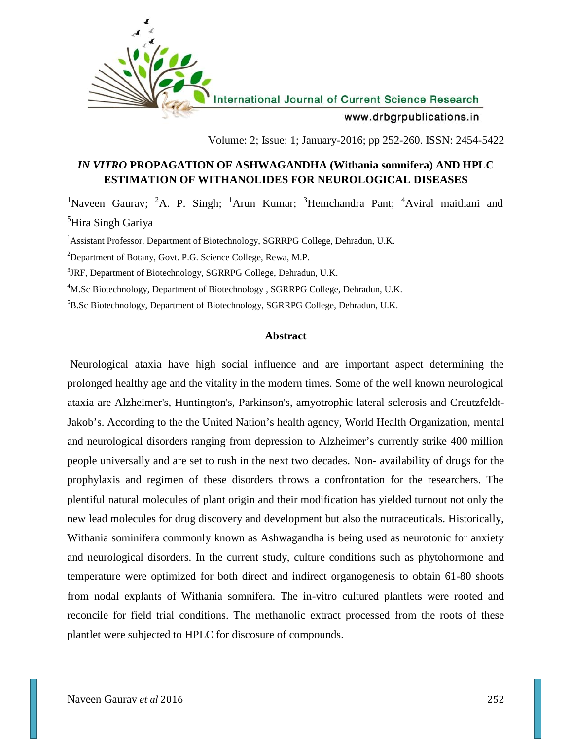# *IN VITRO* PROPAGATION OF ASHWAGANDHA (Withania somnifera) AND HPLC ESTIMATION OF WITHANOLIDES FOR NEUROLOGICAL DISEASES

[1]Naveen Gaurav; [2]A. P. Singh; [1]Arun Kumar; [3]Hemchandra Pant; [4]Aviral maithani and [5]Hira Singh Gariya

[1]Assistant Professor, Department of Biotechnology, SGRRPG College, Dehradun, U.K.

[2]Department of Botany, Govt. P.G. Science College, Rewa, M.P.

[3]JRF, Department of Biotechnology, SGRRPG College, Dehradun, U.K.

[4]M.Sc Biotechnology, Department of Biotechnology , SGRRPG College, Dehradun, U.K.

[5]B.Sc Biotechnology, Department of Biotechnology, SGRRPG College, Dehradun, U.K.

## Abstract

Neurological ataxia have high social influence and are important aspect determining the prolonged healthy age and the vitality in the modern times. Some of the well known neurological ataxia are Alzheimer's, Huntington's, Parkinson's, amyotrophic lateral sclerosis and Creutzfeldt-Jakob's. According to the the United Nation's health agency, World Health Organization, mental and neurological disorders ranging from depression to Alzheimer's currently strike 400 million people universally and are set to rush in the next two decades. Non- availability of drugs for the prophylaxis and regimen of these disorders throws a confrontation for the researchers. The plentiful natural molecules of plant origin and their modification has yielded turnout not only the new lead molecules for drug discovery and development but also the nutraceuticals. Historically, Withania sominifera commonly known as Ashwagandha is being used as neurotonic for anxiety and neurological disorders. In the current study, culture conditions such as phytohormone and temperature were optimized for both direct and indirect organogenesis to obtain 61-80 shoots from nodal explants of Withania somnifera. The in-vitro cultured plantlets were rooted and reconcile for field trial conditions. The methanolic extract processed from the roots of these plantlet were subjected to HPLC for discosure of compounds.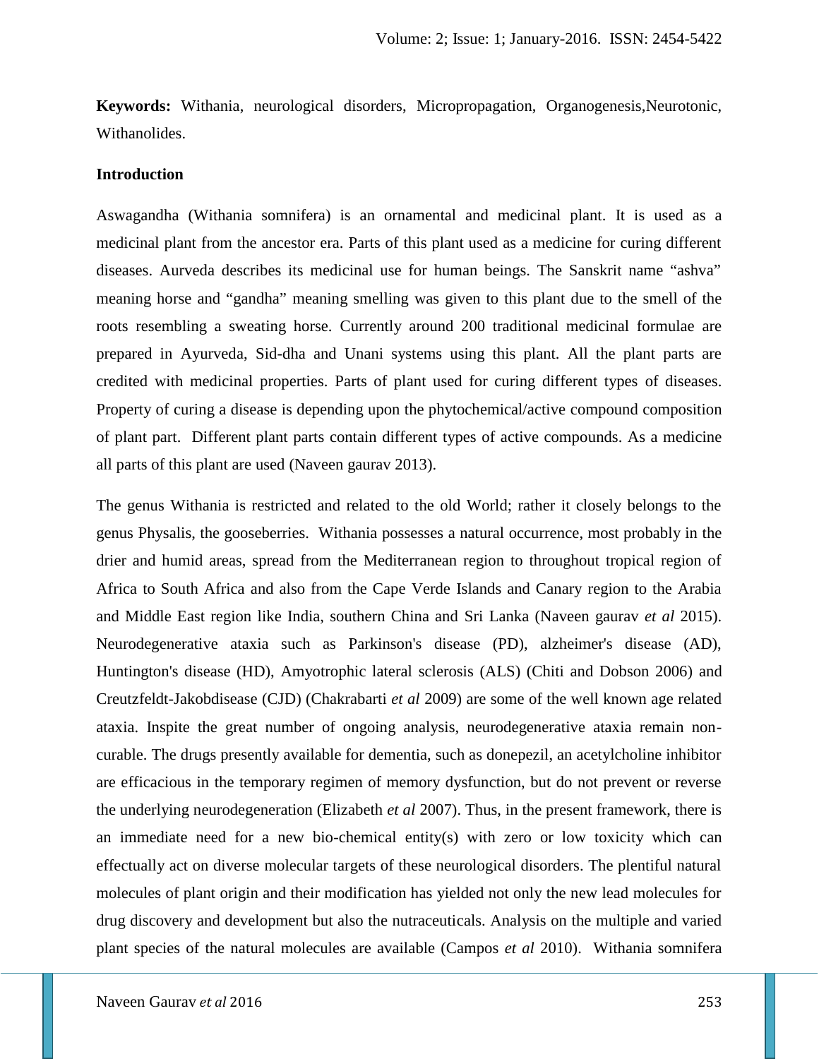**Keywords:** Withania, neurological disorders, Micropropagation, Organogenesis,Neurotonic, Withanolides.

**Introduction**

Aswagandha (Withania somnifera) is an ornamental and medicinal plant. It is used as a medicinal plant from the ancestor era. Parts of this plant used as a medicine for curing different diseases. Aurveda describes its medicinal use for human beings. The Sanskrit name "ashva" meaning horse and "gandha" meaning smelling was given to this plant due to the smell of the roots resembling a sweating horse. Currently around 200 traditional medicinal formulae are prepared in Ayurveda, Sid-dha and Unani systems using this plant. All the plant parts are credited with medicinal properties. Parts of plant used for curing different types of diseases. Property of curing a disease is depending upon the phytochemical/active compound composition of plant part. Different plant parts contain different types of active compounds. As a medicine all parts of this plant are used (Naveen gaurav 2013).

The genus Withania is restricted and related to the old World; rather it closely belongs to the genus Physalis, the gooseberries. Withania possesses a natural occurrence, most probably in the drier and humid areas, spread from the Mediterranean region to throughout tropical region of Africa to South Africa and also from the Cape Verde Islands and Canary region to the Arabia and Middle East region like India, southern China and Sri Lanka (Naveen gaurav *et al* 2015). Neurodegenerative ataxia such as Parkinson's disease (PD), alzheimer's disease (AD), Huntington's disease (HD), Amyotrophic lateral sclerosis (ALS) (Chiti and Dobson 2006) and Creutzfeldt-Jakobdisease (CJD) (Chakrabarti *et al* 2009) are some of the well known age related ataxia. Inspite the great number of ongoing analysis, neurodegenerative ataxia remain non-curable. The drugs presently available for dementia, such as donepezil, an acetylcholine inhibitor are efficacious in the temporary regimen of memory dysfunction, but do not prevent or reverse the underlying neurodegeneration (Elizabeth *et al* 2007). Thus, in the present framework, there is an immediate need for a new bio-chemical entity(s) with zero or low toxicity which can effectually act on diverse molecular targets of these neurological disorders. The plentiful natural molecules of plant origin and their modification has yielded not only the new lead molecules for drug discovery and development but also the nutraceuticals. Analysis on the multiple and varied plant species of the natural molecules are available (Campos *et al* 2010). Withania somnifera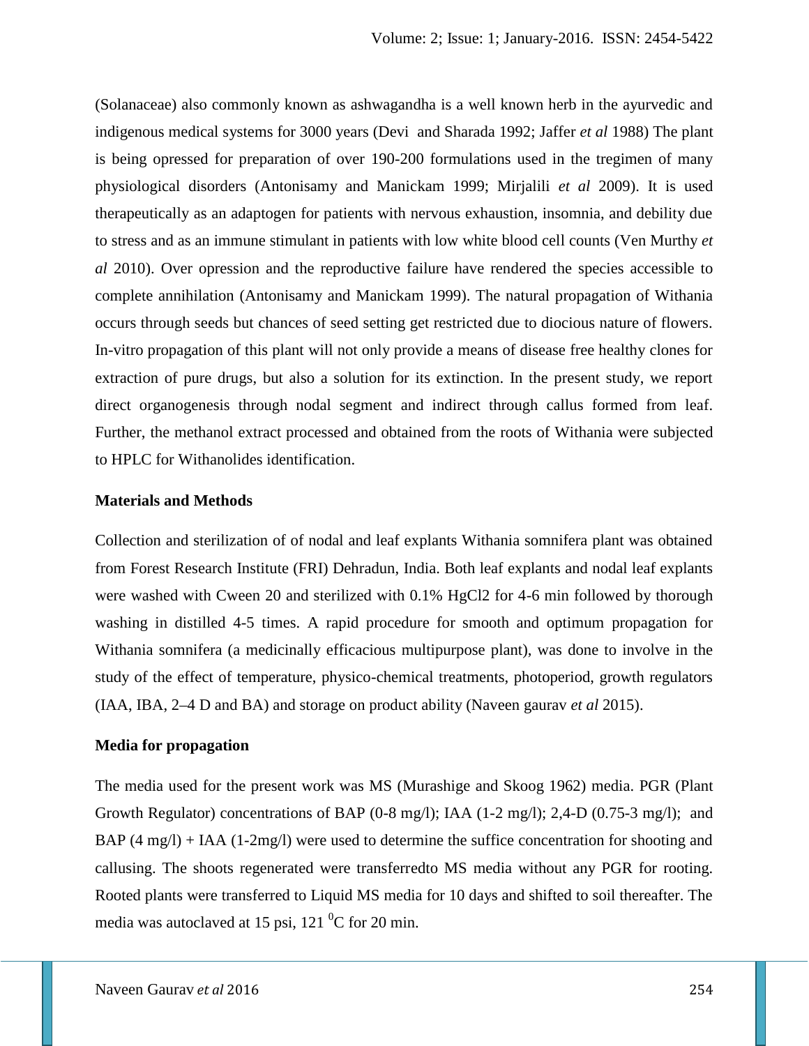(Solanaceae) also commonly known as ashwagandha is a well known herb in the ayurvedic and indigenous medical systems for 3000 years (Devi  and Sharada 1992; Jaffer *et al* 1988) The plant is being opressed for preparation of over 190-200 formulations used in the tregimen of many physiological disorders (Antonisamy and Manickam 1999; Mirjalili *et al* 2009). It is used therapeutically as an adaptogen for patients with nervous exhaustion, insomnia, and debility due to stress and as an immune stimulant in patients with low white blood cell counts (Ven Murthy *et al* 2010). Over opression and the reproductive failure have rendered the species accessible to complete annihilation (Antonisamy and Manickam 1999). The natural propagation of Withania occurs through seeds but chances of seed setting get restricted due to diocious nature of flowers. In-vitro propagation of this plant will not only provide a means of disease free healthy clones for extraction of pure drugs, but also a solution for its extinction. In the present study, we report direct organogenesis through nodal segment and indirect through callus formed from leaf. Further, the methanol extract processed and obtained from the roots of Withania were subjected to HPLC for Withanolides identification.

## Materials and Methods

Collection and sterilization of of nodal and leaf explants Withania somnifera plant was obtained from Forest Research Institute (FRI) Dehradun, India. Both leaf explants and nodal leaf explants were washed with Cween 20 and sterilized with 0.1% $HgCl_2$ for 4-6 min followed by thorough washing in distilled 4-5 times. A rapid procedure for smooth and optimum propagation for Withania somnifera (a medicinally efficacious multipurpose plant), was done to involve in the study of the effect of temperature, physico-chemical treatments, photoperiod, growth regulators (IAA, IBA, 2–4 D and BA) and storage on product ability (Naveen gaurav *et al* 2015).

## Media for propagation

The media used for the present work was MS (Murashige and Skoog 1962) media. PGR (Plant Growth Regulator) concentrations of BAP (0-8 mg/l); IAA (1-2 mg/l); 2,4-D (0.75-3 mg/l);  and BAP (4 mg/l) + IAA (1-2mg/l) were used to determine the suffice concentration for shooting and callusing. The shoots regenerated were transferredto MS media without any PGR for rooting. Rooted plants were transferred to Liquid MS media for 10 days and shifted to soil thereafter. The media was autoclaved at 15 psi, 121 $^{0}$C for 20 min.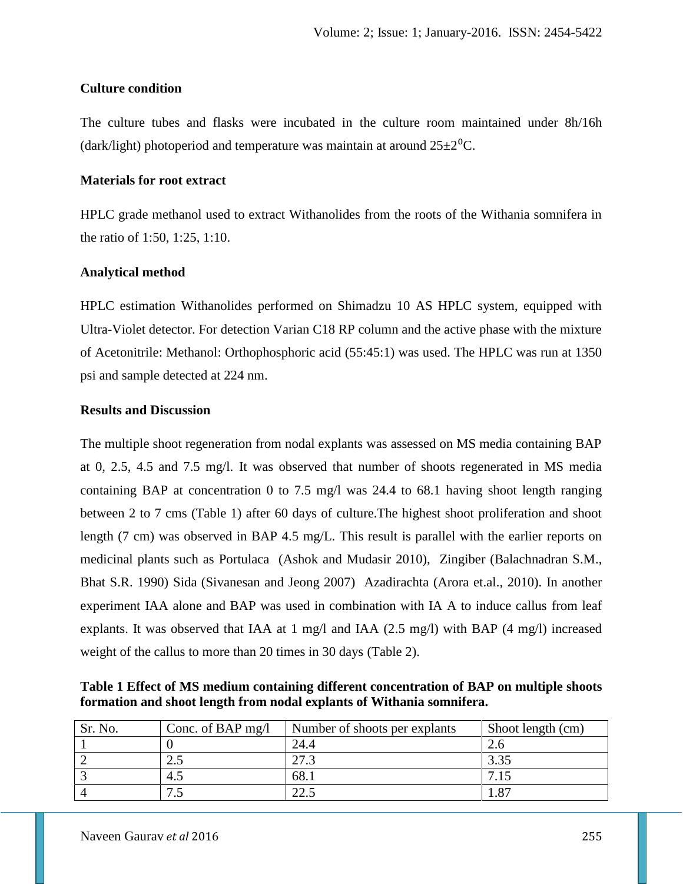### Culture condition

The culture tubes and flasks were incubated in the culture room maintained under 8h/16h (dark/light) photoperiod and temperature was maintain at around 25±2$^{0}$C.

### Materials for root extract

HPLC grade methanol used to extract Withanolides from the roots of the Withania somnifera in the ratio of 1:50, 1:25, 1:10.

### Analytical method

HPLC estimation Withanolides performed on Shimadzu 10 AS HPLC system, equipped with Ultra-Violet detector. For detection Varian C18 RP column and the active phase with the mixture of Acetonitrile: Methanol: Orthophosphoric acid (55:45:1) was used. The HPLC was run at 1350 psi and sample detected at 224 nm.

### Results and Discussion

The multiple shoot regeneration from nodal explants was assessed on MS media containing BAP at 0, 2.5, 4.5 and 7.5 mg/l. It was observed that number of shoots regenerated in MS media containing BAP at concentration 0 to 7.5 mg/l was 24.4 to 68.1 having shoot length ranging between 2 to 7 cms (Table 1) after 60 days of culture.The highest shoot proliferation and shoot length (7 cm) was observed in BAP 4.5 mg/L. This result is parallel with the earlier reports on medicinal plants such as Portulaca (Ashok and Mudasir 2010), Zingiber (Balachnadran S.M., Bhat S.R. 1990) Sida (Sivanesan and Jeong 2007) Azadirachta (Arora et.al., 2010). In another experiment IAA alone and BAP was used in combination with IA A to induce callus from leaf explants. It was observed that IAA at 1 mg/l and IAA (2.5 mg/l) with BAP (4 mg/l) increased weight of the callus to more than 20 times in 30 days (Table 2).

**Table 1 Effect of MS medium containing different concentration of BAP on multiple shoots formation and shoot length from nodal explants of Withania somnifera.**

| Sr. No. | Conc. of BAP mg/l | Number of shoots per explants | Shoot length (cm) |
|---|---|---|---|
| 1 | 0 | 24.4 | 2.6 |
| 2 | 2.5 | 27.3 | 3.35 |
| 3 | 4.5 | 68.1 | 7.15 |
| 4 | 7.5 | 22.5 | 1.87 |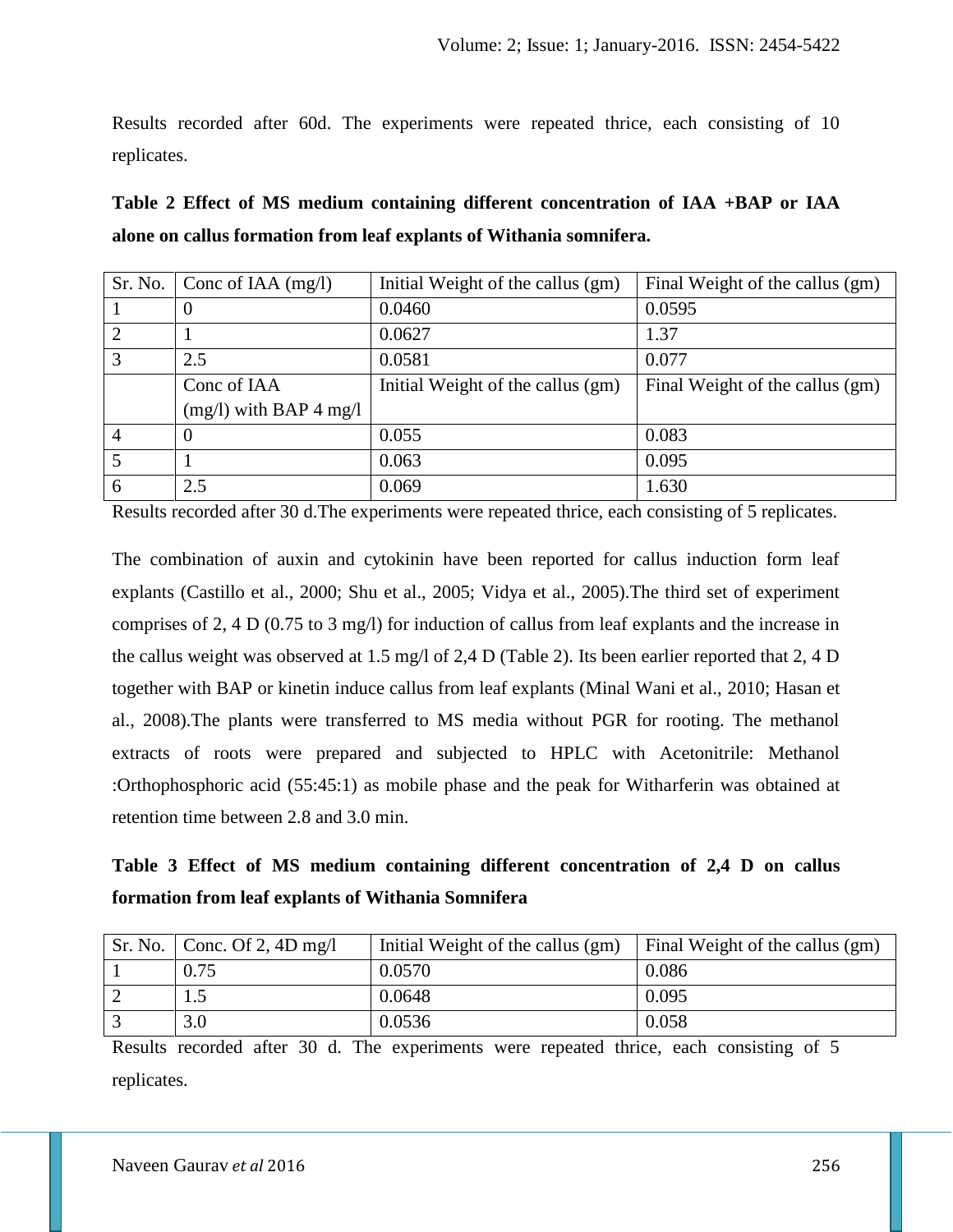Results recorded after 60d. The experiments were repeated thrice, each consisting of 10 replicates.

**Table 2 Effect of MS medium containing different concentration of IAA +BAP or IAA alone on callus formation from leaf explants of Withania somnifera.**

| Sr. No. | Conc of IAA (mg/l) | Initial Weight of the callus (gm) | Final Weight of the callus (gm) |
|---|---|---|---|
| 1 | 0 | 0.0460 | 0.0595 |
| 2 | 1 | 0.0627 | 1.37 |
| 3 | 2.5 | 0.0581 | 0.077 |
| | Conc of IAA (mg/l) with BAP 4 mg/l | Initial Weight of the callus (gm) | Final Weight of the callus (gm) |
| 4 | 0 | 0.055 | 0.083 |
| 5 | 1 | 0.063 | 0.095 |
| 6 | 2.5 | 0.069 | 1.630 |

Results recorded after 30 d.The experiments were repeated thrice, each consisting of 5 replicates.

The combination of auxin and cytokinin have been reported for callus induction form leaf explants (Castillo et al., 2000; Shu et al., 2005; Vidya et al., 2005).The third set of experiment comprises of 2, 4 D (0.75 to 3 mg/l) for induction of callus from leaf explants and the increase in the callus weight was observed at 1.5 mg/l of 2,4 D (Table 2). Its been earlier reported that 2, 4 D together with BAP or kinetin induce callus from leaf explants (Minal Wani et al., 2010; Hasan et al., 2008).The plants were transferred to MS media without PGR for rooting. The methanol extracts of roots were prepared and subjected to HPLC with Acetonitrile: Methanol :Orthophosphoric acid (55:45:1) as mobile phase and the peak for Witharferin was obtained at retention time between 2.8 and 3.0 min.

**Table 3 Effect of MS medium containing different concentration of 2,4 D on callus formation from leaf explants of Withania Somnifera**

| Sr. No. | Conc. Of 2, 4D mg/l | Initial Weight of the callus (gm) | Final Weight of the callus (gm) |
|---|---|---|---|
| 1 | 0.75 | 0.0570 | 0.086 |
| 2 | 1.5 | 0.0648 | 0.095 |
| 3 | 3.0 | 0.0536 | 0.058 |

Results recorded after 30 d. The experiments were repeated thrice, each consisting of 5 replicates.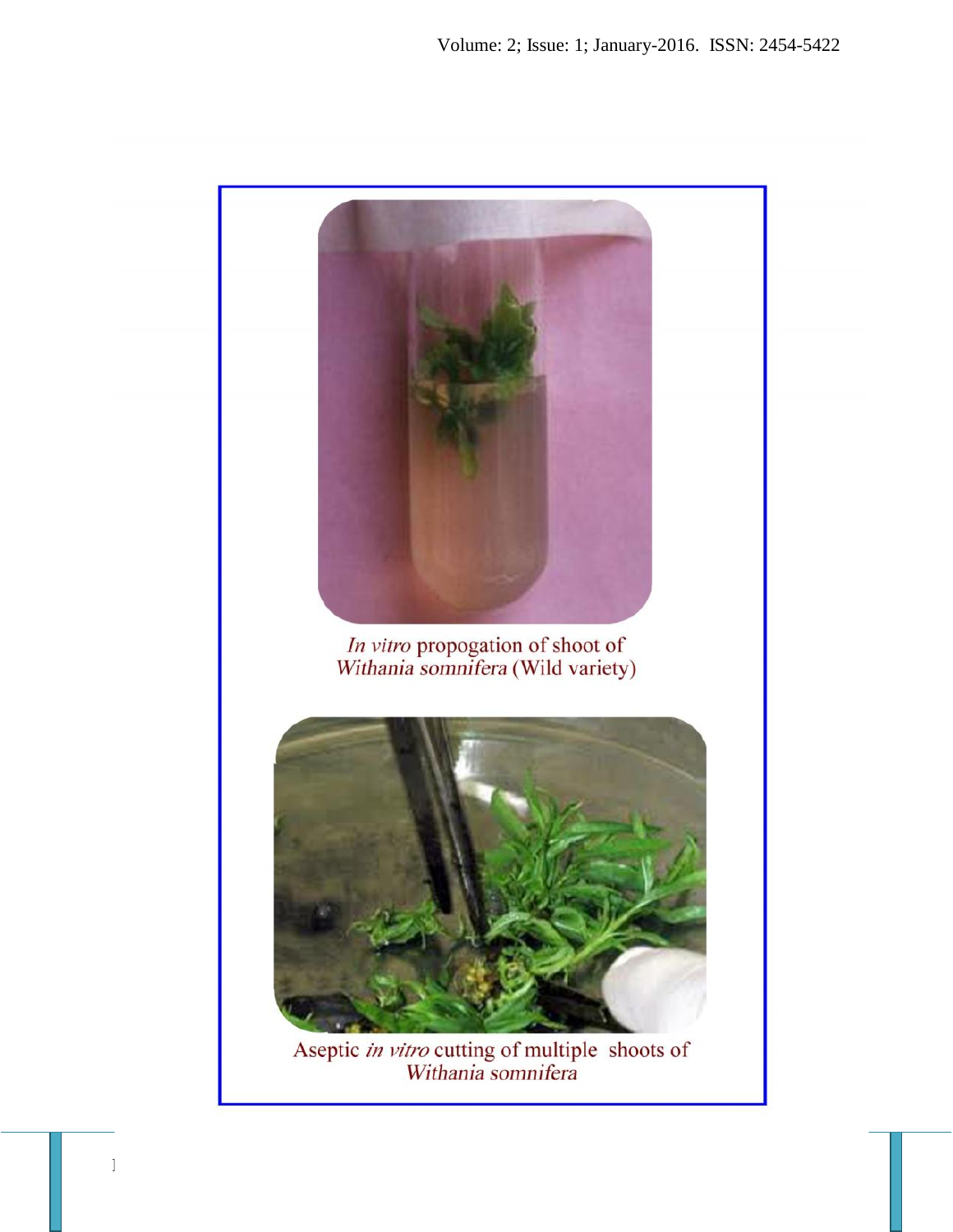*In vitro* propogation of shoot of *Withania somnifera* (Wild variety)

Aseptic *in vitro* cutting of multiple shoots of *Withania somnifera*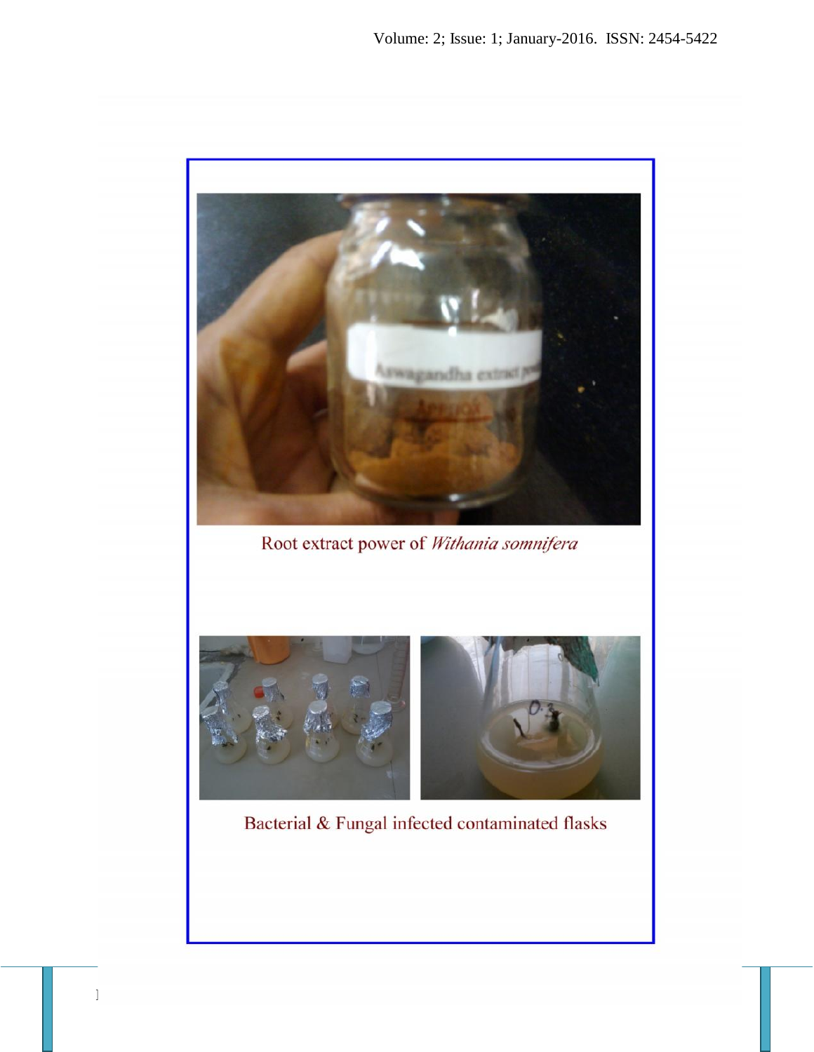Root extract power of *Withania somnifera*

Bacterial & Fungal infected contaminated flasks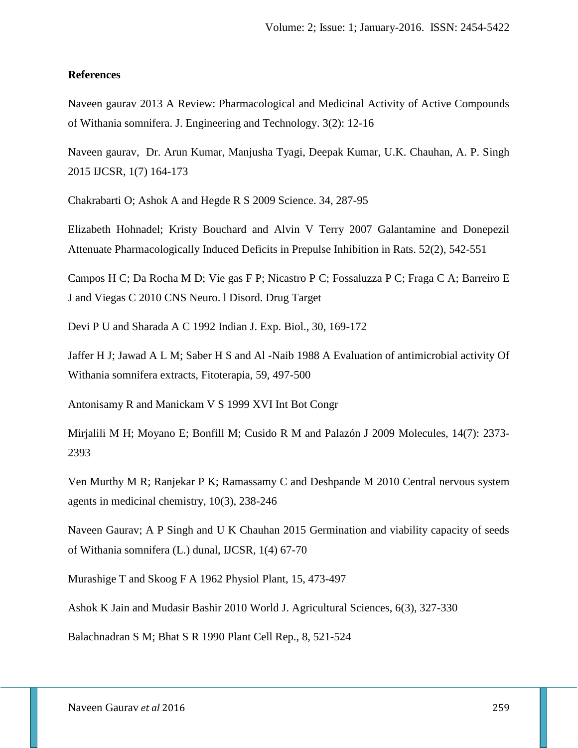**References**

Naveen gaurav 2013 A Review: Pharmacological and Medicinal Activity of Active Compounds of Withania somnifera. J. Engineering and Technology. 3(2): 12-16

Naveen gaurav, Dr. Arun Kumar, Manjusha Tyagi, Deepak Kumar, U.K. Chauhan, A. P. Singh 2015 IJCSR, 1(7) 164-173

Chakrabarti O; Ashok A and Hegde R S 2009 Science. 34, 287-95

Elizabeth Hohnadel; Kristy Bouchard and Alvin V Terry 2007 Galantamine and Donepezil Attenuate Pharmacologically Induced Deficits in Prepulse Inhibition in Rats. 52(2), 542-551

Campos H C; Da Rocha M D; Vie gas F P; Nicastro P C; Fossaluzza P C; Fraga C A; Barreiro E J and Viegas C 2010 CNS Neuro. l Disord. Drug Target

Devi P U and Sharada A C 1992 Indian J. Exp. Biol., 30, 169-172

Jaffer H J; Jawad A L M; Saber H S and Al -Naib 1988 A Evaluation of antimicrobial activity Of Withania somnifera extracts, Fitoterapia, 59, 497-500

Antonisamy R and Manickam V S 1999 XVI Int Bot Congr

Mirjalili M H; Moyano E; Bonfill M; Cusido R M and Palazón J 2009 Molecules, 14(7): 2373-2393

Ven Murthy M R; Ranjekar P K; Ramassamy C and Deshpande M 2010 Central nervous system agents in medicinal chemistry, 10(3), 238-246

Naveen Gaurav; A P Singh and U K Chauhan 2015 Germination and viability capacity of seeds of Withania somnifera (L.) dunal, IJCSR, 1(4) 67-70

Murashige T and Skoog F A 1962 Physiol Plant, 15, 473-497

Ashok K Jain and Mudasir Bashir 2010 World J. Agricultural Sciences, 6(3), 327-330

Balachnadran S M; Bhat S R 1990 Plant Cell Rep., 8, 521-524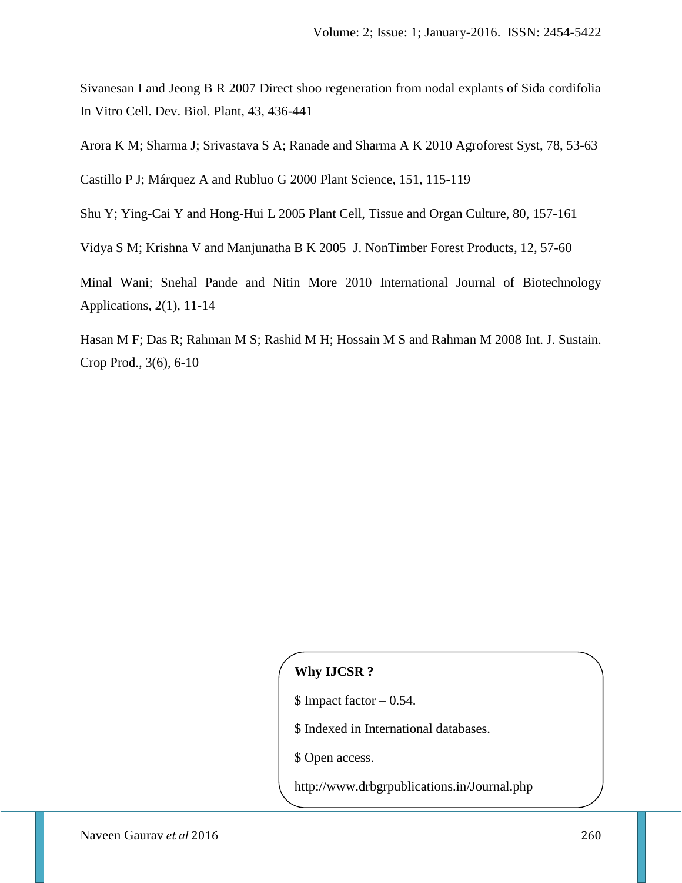Sivanesan I and Jeong B R 2007 Direct shoo regeneration from nodal explants of Sida cordifolia In Vitro Cell. Dev. Biol. Plant, 43, 436-441

Arora K M; Sharma J; Srivastava S A; Ranade and Sharma A K 2010 Agroforest Syst, 78, 53-63

Castillo P J; Márquez A and Rubluo G 2000 Plant Science, 151, 115-119

Shu Y; Ying-Cai Y and Hong-Hui L 2005 Plant Cell, Tissue and Organ Culture, 80, 157-161

Vidya S M; Krishna V and Manjunatha B K 2005 J. NonTimber Forest Products, 12, 57-60

Minal Wani; Snehal Pande and Nitin More 2010 International Journal of Biotechnology Applications, 2(1), 11-14

Hasan M F; Das R; Rahman M S; Rashid M H; Hossain M S and Rahman M 2008 Int. J. Sustain. Crop Prod., 3(6), 6-10

**Why IJCSR ?**

$ Impact factor – 0.54.

$ Indexed in International databases.

$ Open access.

http://www.drbgrpublications.in/Journal.php